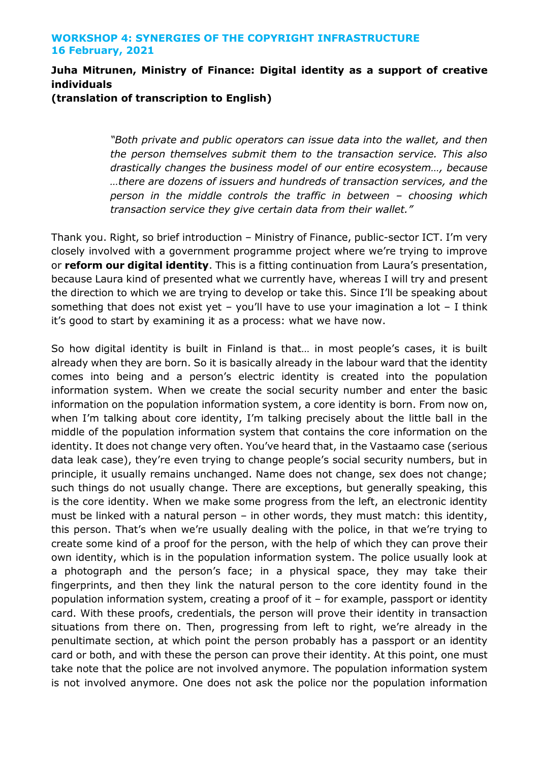**WORKSHOP 4: SYNERGIES OF THE COPYRIGHT INFRASTRUCTURE**
**16 February, 2021**

**Juha Mitrunen, Ministry of Finance: Digital identity as a support of creative individuals**
**(translation of transcription to English)**

> *"Both private and public operators can issue data into the wallet, and then the person themselves submit them to the transaction service. This also drastically changes the business model of our entire ecosystem…, because …there are dozens of issuers and hundreds of transaction services, and the person in the middle controls the traffic in between – choosing which transaction service they give certain data from their wallet."*

Thank you. Right, so brief introduction – Ministry of Finance, public-sector ICT. I'm very closely involved with a government programme project where we're trying to improve or **reform our digital identity**. This is a fitting continuation from Laura's presentation, because Laura kind of presented what we currently have, whereas I will try and present the direction to which we are trying to develop or take this. Since I'll be speaking about something that does not exist yet – you'll have to use your imagination a lot – I think it's good to start by examining it as a process: what we have now.

So how digital identity is built in Finland is that… in most people's cases, it is built already when they are born. So it is basically already in the labour ward that the identity comes into being and a person's electric identity is created into the population information system. When we create the social security number and enter the basic information on the population information system, a core identity is born. From now on, when I'm talking about core identity, I'm talking precisely about the little ball in the middle of the population information system that contains the core information on the identity. It does not change very often. You've heard that, in the Vastaamo case (serious data leak case), they're even trying to change people's social security numbers, but in principle, it usually remains unchanged. Name does not change, sex does not change; such things do not usually change. There are exceptions, but generally speaking, this is the core identity. When we make some progress from the left, an electronic identity must be linked with a natural person – in other words, they must match: this identity, this person. That's when we're usually dealing with the police, in that we're trying to create some kind of a proof for the person, with the help of which they can prove their own identity, which is in the population information system. The police usually look at a photograph and the person's face; in a physical space, they may take their fingerprints, and then they link the natural person to the core identity found in the population information system, creating a proof of it – for example, passport or identity card. With these proofs, credentials, the person will prove their identity in transaction situations from there on. Then, progressing from left to right, we're already in the penultimate section, at which point the person probably has a passport or an identity card or both, and with these the person can prove their identity. At this point, one must take note that the police are not involved anymore. The population information system is not involved anymore. One does not ask the police nor the population information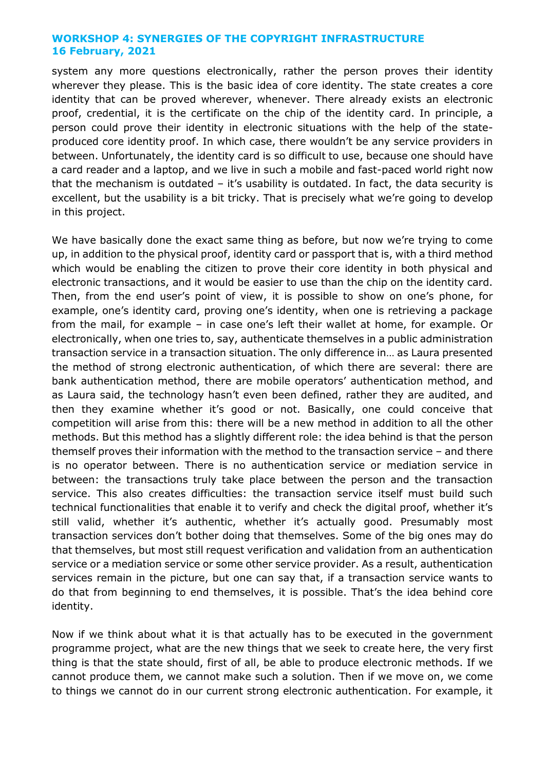system any more questions electronically, rather the person proves their identity wherever they please. This is the basic idea of core identity. The state creates a core identity that can be proved wherever, whenever. There already exists an electronic proof, credential, it is the certificate on the chip of the identity card. In principle, a person could prove their identity in electronic situations with the help of the state-produced core identity proof. In which case, there wouldn't be any service providers in between. Unfortunately, the identity card is so difficult to use, because one should have a card reader and a laptop, and we live in such a mobile and fast-paced world right now that the mechanism is outdated – it's usability is outdated. In fact, the data security is excellent, but the usability is a bit tricky. That is precisely what we're going to develop in this project.

We have basically done the exact same thing as before, but now we're trying to come up, in addition to the physical proof, identity card or passport that is, with a third method which would be enabling the citizen to prove their core identity in both physical and electronic transactions, and it would be easier to use than the chip on the identity card. Then, from the end user's point of view, it is possible to show on one's phone, for example, one's identity card, proving one's identity, when one is retrieving a package from the mail, for example – in case one's left their wallet at home, for example. Or electronically, when one tries to, say, authenticate themselves in a public administration transaction service in a transaction situation. The only difference in… as Laura presented the method of strong electronic authentication, of which there are several: there are bank authentication method, there are mobile operators' authentication method, and as Laura said, the technology hasn't even been defined, rather they are audited, and then they examine whether it's good or not. Basically, one could conceive that competition will arise from this: there will be a new method in addition to all the other methods. But this method has a slightly different role: the idea behind is that the person themself proves their information with the method to the transaction service – and there is no operator between. There is no authentication service or mediation service in between: the transactions truly take place between the person and the transaction service. This also creates difficulties: the transaction service itself must build such technical functionalities that enable it to verify and check the digital proof, whether it's still valid, whether it's authentic, whether it's actually good. Presumably most transaction services don't bother doing that themselves. Some of the big ones may do that themselves, but most still request verification and validation from an authentication service or a mediation service or some other service provider. As a result, authentication services remain in the picture, but one can say that, if a transaction service wants to do that from beginning to end themselves, it is possible. That's the idea behind core identity.

Now if we think about what it is that actually has to be executed in the government programme project, what are the new things that we seek to create here, the very first thing is that the state should, first of all, be able to produce electronic methods. If we cannot produce them, we cannot make such a solution. Then if we move on, we come to things we cannot do in our current strong electronic authentication. For example, it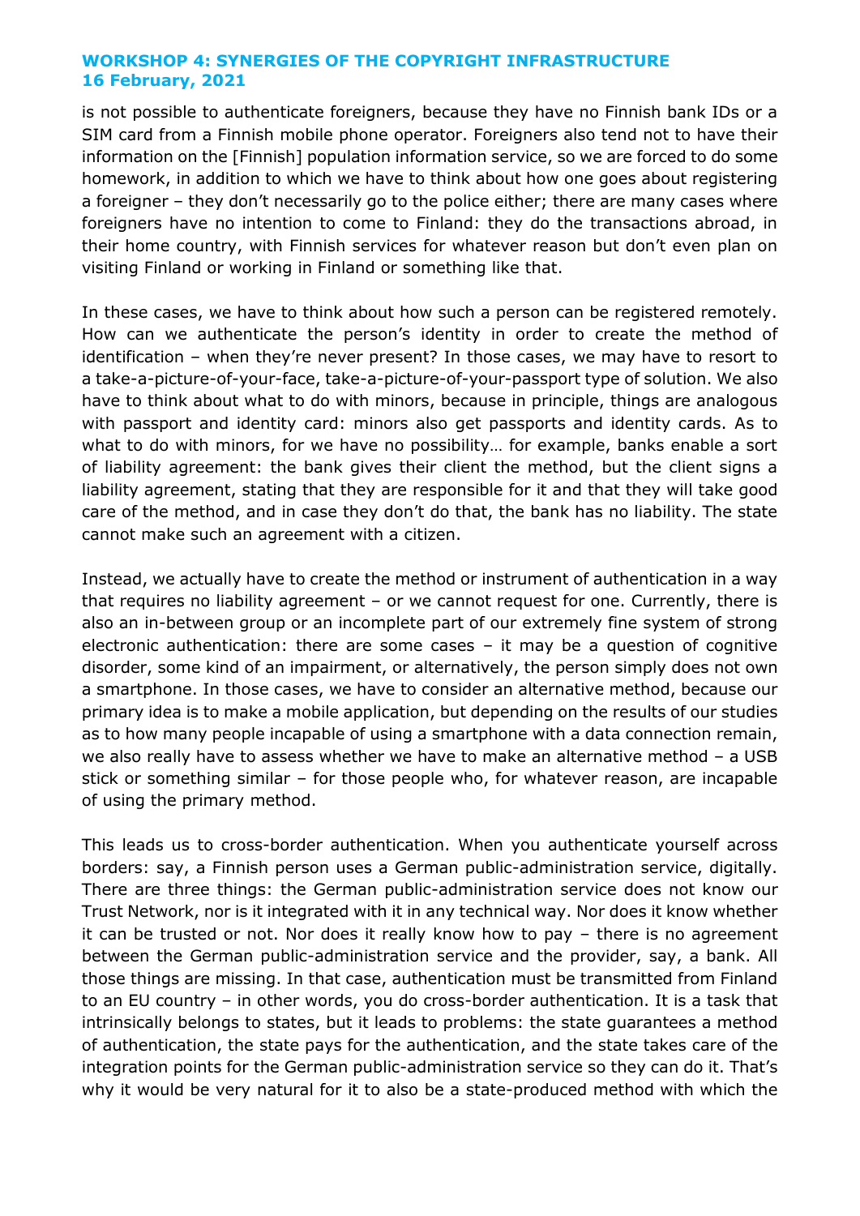is not possible to authenticate foreigners, because they have no Finnish bank IDs or a SIM card from a Finnish mobile phone operator. Foreigners also tend not to have their information on the [Finnish] population information service, so we are forced to do some homework, in addition to which we have to think about how one goes about registering a foreigner – they don't necessarily go to the police either; there are many cases where foreigners have no intention to come to Finland: they do the transactions abroad, in their home country, with Finnish services for whatever reason but don't even plan on visiting Finland or working in Finland or something like that.

In these cases, we have to think about how such a person can be registered remotely. How can we authenticate the person's identity in order to create the method of identification – when they're never present? In those cases, we may have to resort to a take-a-picture-of-your-face, take-a-picture-of-your-passport type of solution. We also have to think about what to do with minors, because in principle, things are analogous with passport and identity card: minors also get passports and identity cards. As to what to do with minors, for we have no possibility… for example, banks enable a sort of liability agreement: the bank gives their client the method, but the client signs a liability agreement, stating that they are responsible for it and that they will take good care of the method, and in case they don't do that, the bank has no liability. The state cannot make such an agreement with a citizen.

Instead, we actually have to create the method or instrument of authentication in a way that requires no liability agreement – or we cannot request for one. Currently, there is also an in-between group or an incomplete part of our extremely fine system of strong electronic authentication: there are some cases – it may be a question of cognitive disorder, some kind of an impairment, or alternatively, the person simply does not own a smartphone. In those cases, we have to consider an alternative method, because our primary idea is to make a mobile application, but depending on the results of our studies as to how many people incapable of using a smartphone with a data connection remain, we also really have to assess whether we have to make an alternative method – a USB stick or something similar – for those people who, for whatever reason, are incapable of using the primary method.

This leads us to cross-border authentication. When you authenticate yourself across borders: say, a Finnish person uses a German public-administration service, digitally. There are three things: the German public-administration service does not know our Trust Network, nor is it integrated with it in any technical way. Nor does it know whether it can be trusted or not. Nor does it really know how to pay – there is no agreement between the German public-administration service and the provider, say, a bank. All those things are missing. In that case, authentication must be transmitted from Finland to an EU country – in other words, you do cross-border authentication. It is a task that intrinsically belongs to states, but it leads to problems: the state guarantees a method of authentication, the state pays for the authentication, and the state takes care of the integration points for the German public-administration service so they can do it. That's why it would be very natural for it to also be a state-produced method with which the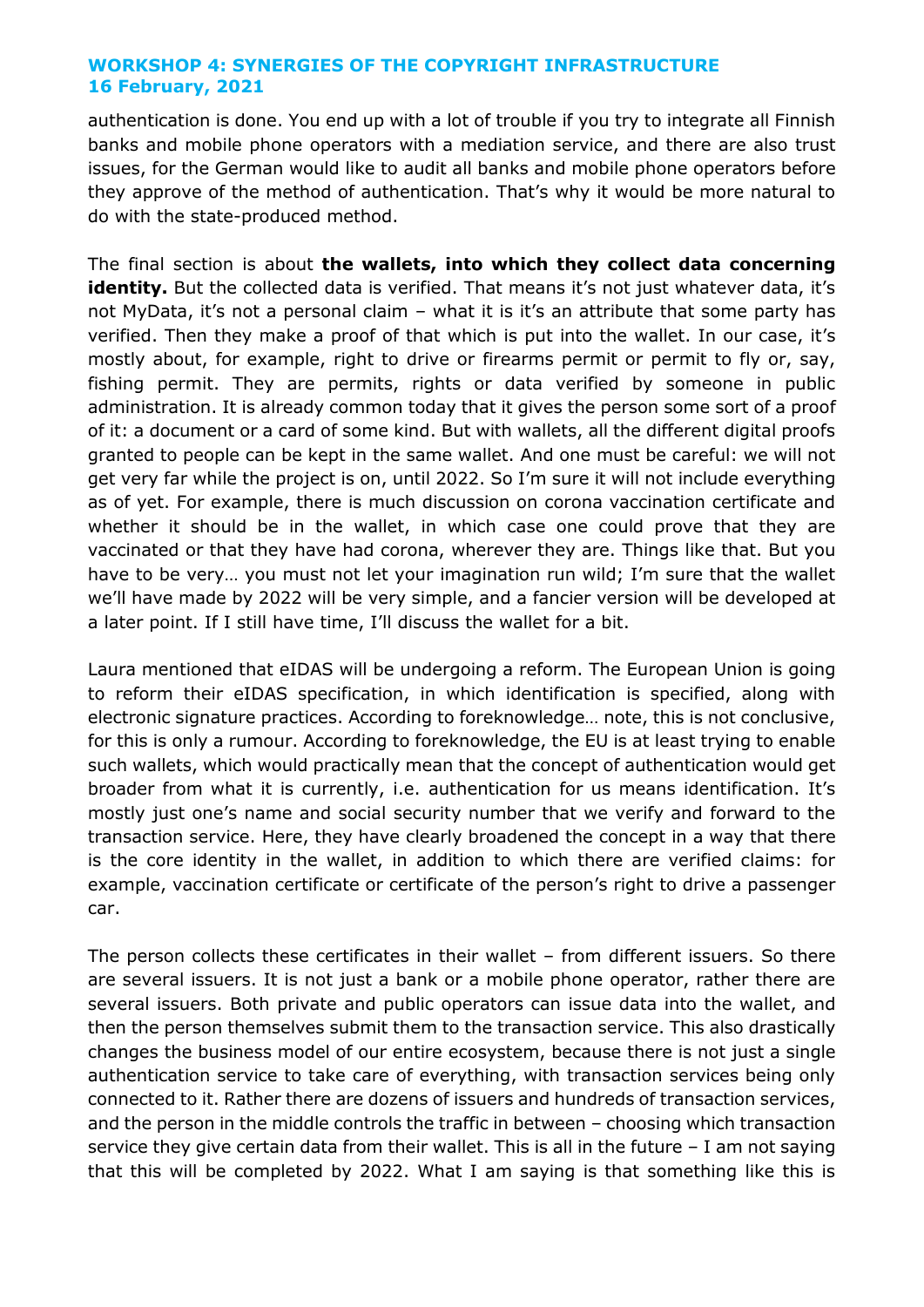authentication is done. You end up with a lot of trouble if you try to integrate all Finnish banks and mobile phone operators with a mediation service, and there are also trust issues, for the German would like to audit all banks and mobile phone operators before they approve of the method of authentication. That's why it would be more natural to do with the state-produced method.

The final section is about **the wallets, into which they collect data concerning identity.** But the collected data is verified. That means it's not just whatever data, it's not MyData, it's not a personal claim – what it is it's an attribute that some party has verified. Then they make a proof of that which is put into the wallet. In our case, it's mostly about, for example, right to drive or firearms permit or permit to fly or, say, fishing permit. They are permits, rights or data verified by someone in public administration. It is already common today that it gives the person some sort of a proof of it: a document or a card of some kind. But with wallets, all the different digital proofs granted to people can be kept in the same wallet. And one must be careful: we will not get very far while the project is on, until 2022. So I'm sure it will not include everything as of yet. For example, there is much discussion on corona vaccination certificate and whether it should be in the wallet, in which case one could prove that they are vaccinated or that they have had corona, wherever they are. Things like that. But you have to be very… you must not let your imagination run wild; I'm sure that the wallet we'll have made by 2022 will be very simple, and a fancier version will be developed at a later point. If I still have time, I'll discuss the wallet for a bit.

Laura mentioned that eIDAS will be undergoing a reform. The European Union is going to reform their eIDAS specification, in which identification is specified, along with electronic signature practices. According to foreknowledge… note, this is not conclusive, for this is only a rumour. According to foreknowledge, the EU is at least trying to enable such wallets, which would practically mean that the concept of authentication would get broader from what it is currently, i.e. authentication for us means identification. It's mostly just one's name and social security number that we verify and forward to the transaction service. Here, they have clearly broadened the concept in a way that there is the core identity in the wallet, in addition to which there are verified claims: for example, vaccination certificate or certificate of the person's right to drive a passenger car.

The person collects these certificates in their wallet – from different issuers. So there are several issuers. It is not just a bank or a mobile phone operator, rather there are several issuers. Both private and public operators can issue data into the wallet, and then the person themselves submit them to the transaction service. This also drastically changes the business model of our entire ecosystem, because there is not just a single authentication service to take care of everything, with transaction services being only connected to it. Rather there are dozens of issuers and hundreds of transaction services, and the person in the middle controls the traffic in between – choosing which transaction service they give certain data from their wallet. This is all in the future – I am not saying that this will be completed by 2022. What I am saying is that something like this is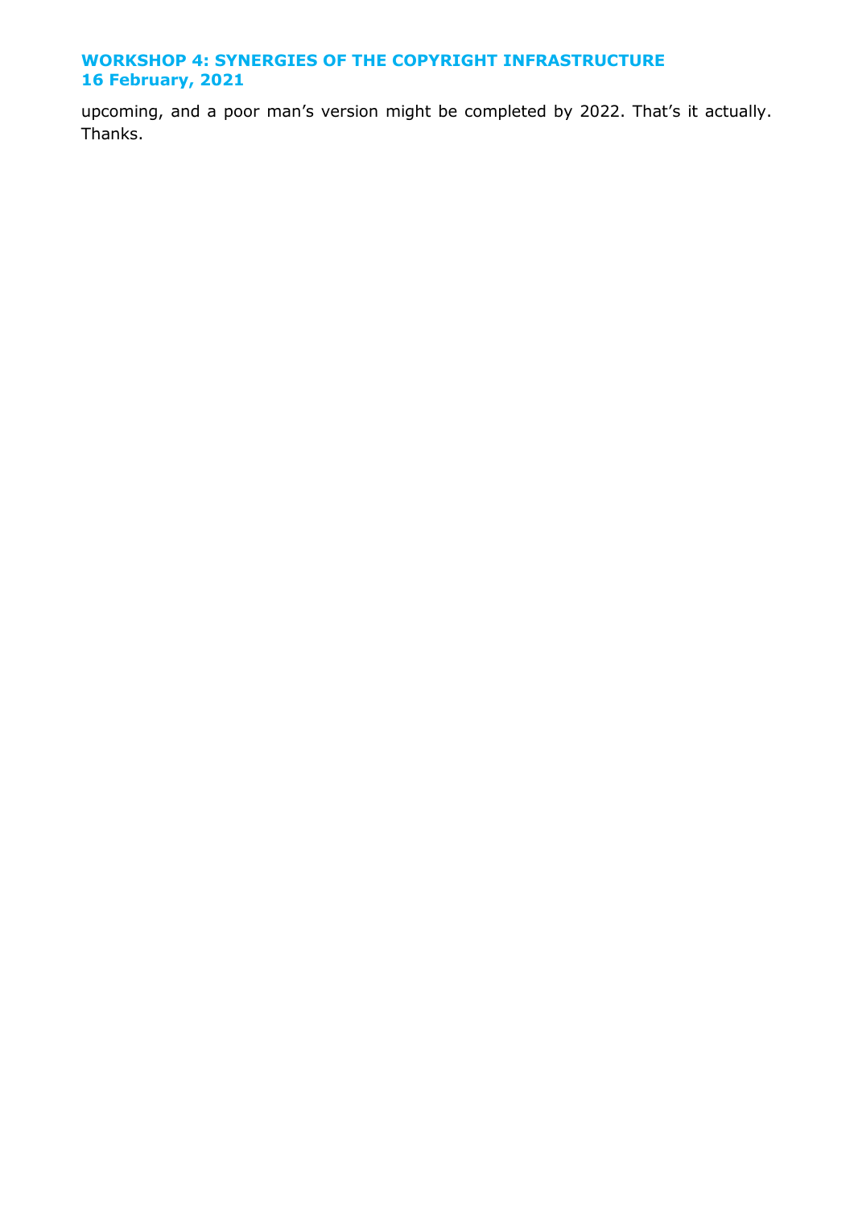upcoming, and a poor man's version might be completed by 2022. That's it actually. Thanks.